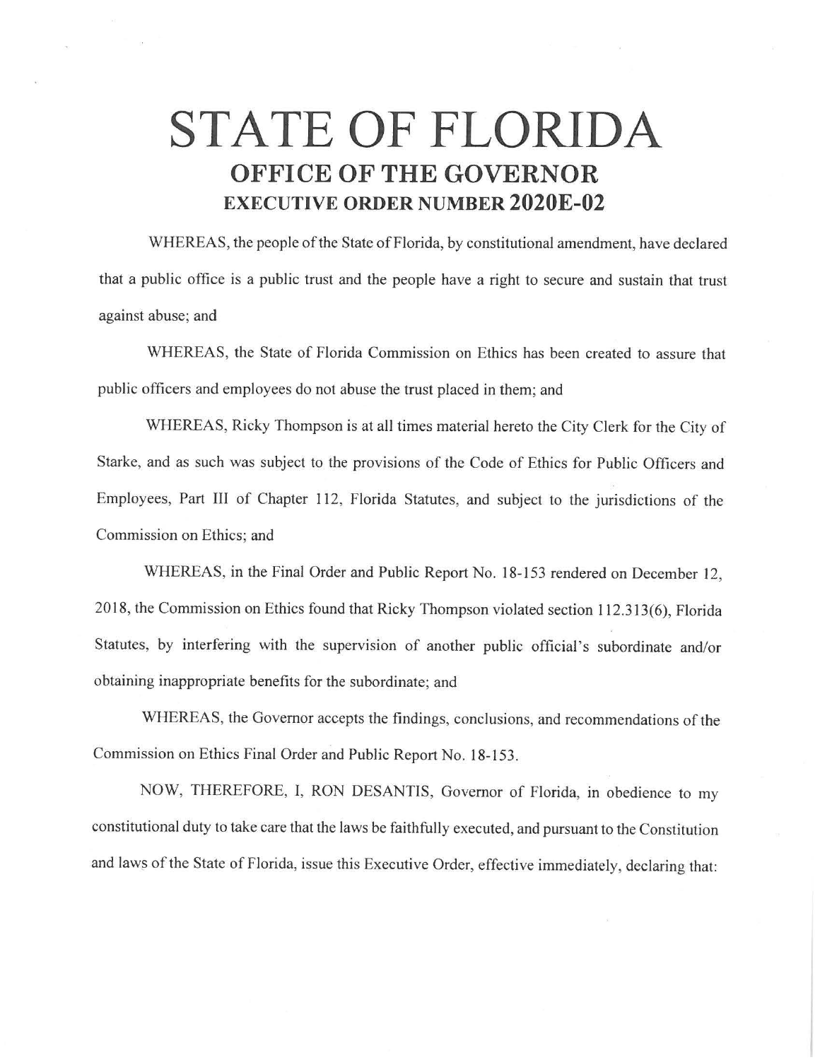# STATE OF FLORIDA

## OFFICE OF THE GOVERNOR

### EXECUTIVE ORDER NUMBER 2020E-02

WHEREAS, the people of the State of Florida, by constitutional amendment, have declared that a public office is a public trust and the people have a right to secure and sustain that trust against abuse; and

WHEREAS, the State of Florida Commission on Ethics has been created to assure that public officers and employees do not abuse the trust placed in them; and

WHEREAS, Ricky Thompson is at all times material hereto the City Clerk for the City of Starke, and as such was subject to the provisions of the Code of Ethics for Public Officers and Employees, Part III of Chapter 112, Florida Statutes, and subject to the jurisdictions of the Commission on Ethics; and

WHEREAS, in the Final Order and Public Report No. 18-153 rendered on December 12, 2018, the Commission on Ethics found that Ricky Thompson violated section 112.313(6), Florida Statutes, by interfering with the supervision of another public official's subordinate and/or obtaining inappropriate benefits for the subordinate; and

WHEREAS, the Governor accepts the findings, conclusions, and recommendations of the Commission on Ethics Final Order and Public Report No. 18-153.

NOW, THEREFORE, I, RON DESANTIS, Governor of Florida, in obedience to my constitutional duty to take care that the laws be faithfully executed, and pursuant to the Constitution and laws of the State of Florida, issue this Executive Order, effective immediately, declaring that: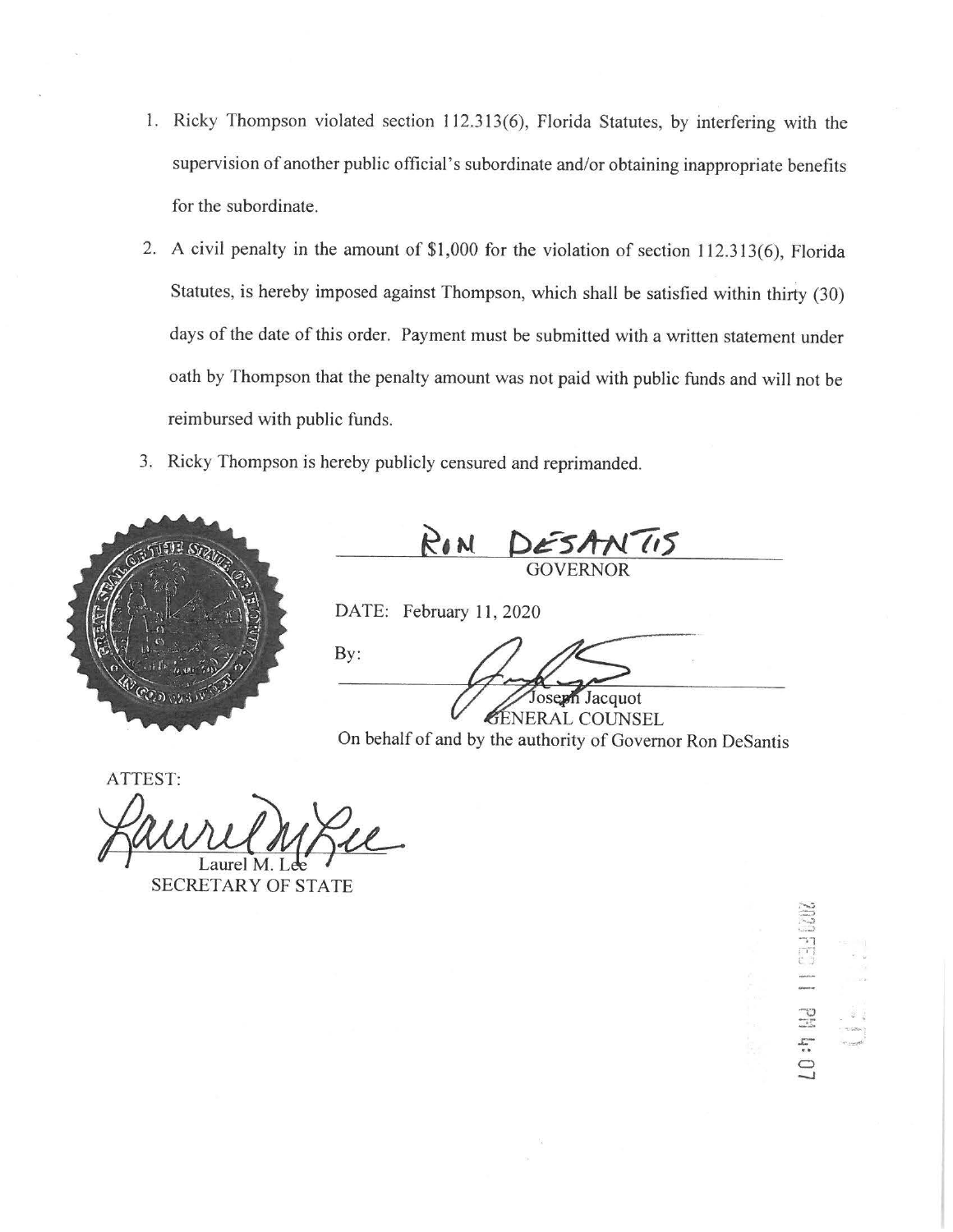1. Ricky Thompson violated section 112.313(6), Florida Statutes, by interfering with the supervision of another public official's subordinate and/or obtaining inappropriate benefits for the subordinate.
2. A civil penalty in the amount of $1,000 for the violation of section 112.313(6), Florida Statutes, is hereby imposed against Thompson, which shall be satisfied within thirty (30) days of the date of this order. Payment must be submitted with a written statement under oath by Thompson that the penalty amount was not paid with public funds and will not be reimbursed with public funds.
3. Ricky Thompson is hereby publicly censured and reprimanded.

RON DESANTIS
GOVERNOR

DATE: February 11, 2020

By:

Joseph Jacquot
GENERAL COUNSEL
On behalf of and by the authority of Governor Ron DeSantis

ATTEST:

Laurel M. Lee
SECRETARY OF STATE

2020 FEB 11 PM 4:07